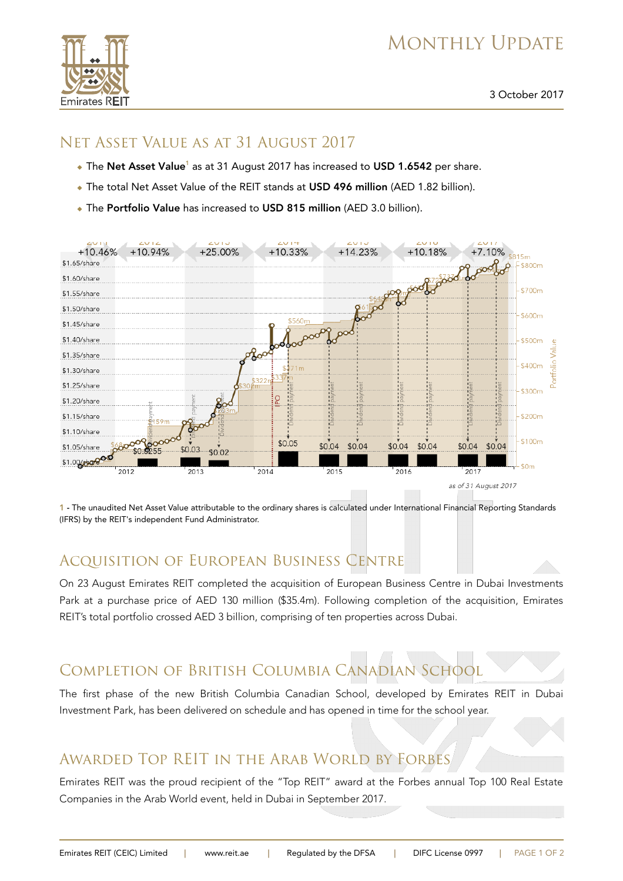# MONTHLY UPDATE

3 October 2017

## NET ASSET VALUE AS AT 31 AUGUST 2017

- The **Net Asset Value**[1] as at 31 August 2017 has increased to **USD 1.6542** per share.
- The total Net Asset Value of the REIT stands at **USD 496 million** (AED 1.82 billion).
- The **Portfolio Value** has increased to **USD 815 million** (AED 3.0 billion).

*as of 31 August 2017*

1 - The unaudited Net Asset Value attributable to the ordinary shares is calculated under International Financial Reporting Standards (IFRS) by the REIT's independent Fund Administrator.

## ACQUISITION OF EUROPEAN BUSINESS CENTRE

On 23 August Emirates REIT completed the acquisition of European Business Centre in Dubai Investments Park at a purchase price of AED 130 million ($35.4m). Following completion of the acquisition, Emirates REIT's total portfolio crossed AED 3 billion, comprising of ten properties across Dubai.

## COMPLETION OF BRITISH COLUMBIA CANADIAN SCHOOL

The first phase of the new British Columbia Canadian School, developed by Emirates REIT in Dubai Investment Park, has been delivered on schedule and has opened in time for the school year.

## AWARDED TOP REIT IN THE ARAB WORLD BY FORBES

Emirates REIT was the proud recipient of the "Top REIT" award at the Forbes annual Top 100 Real Estate Companies in the Arab World event, held in Dubai in September 2017.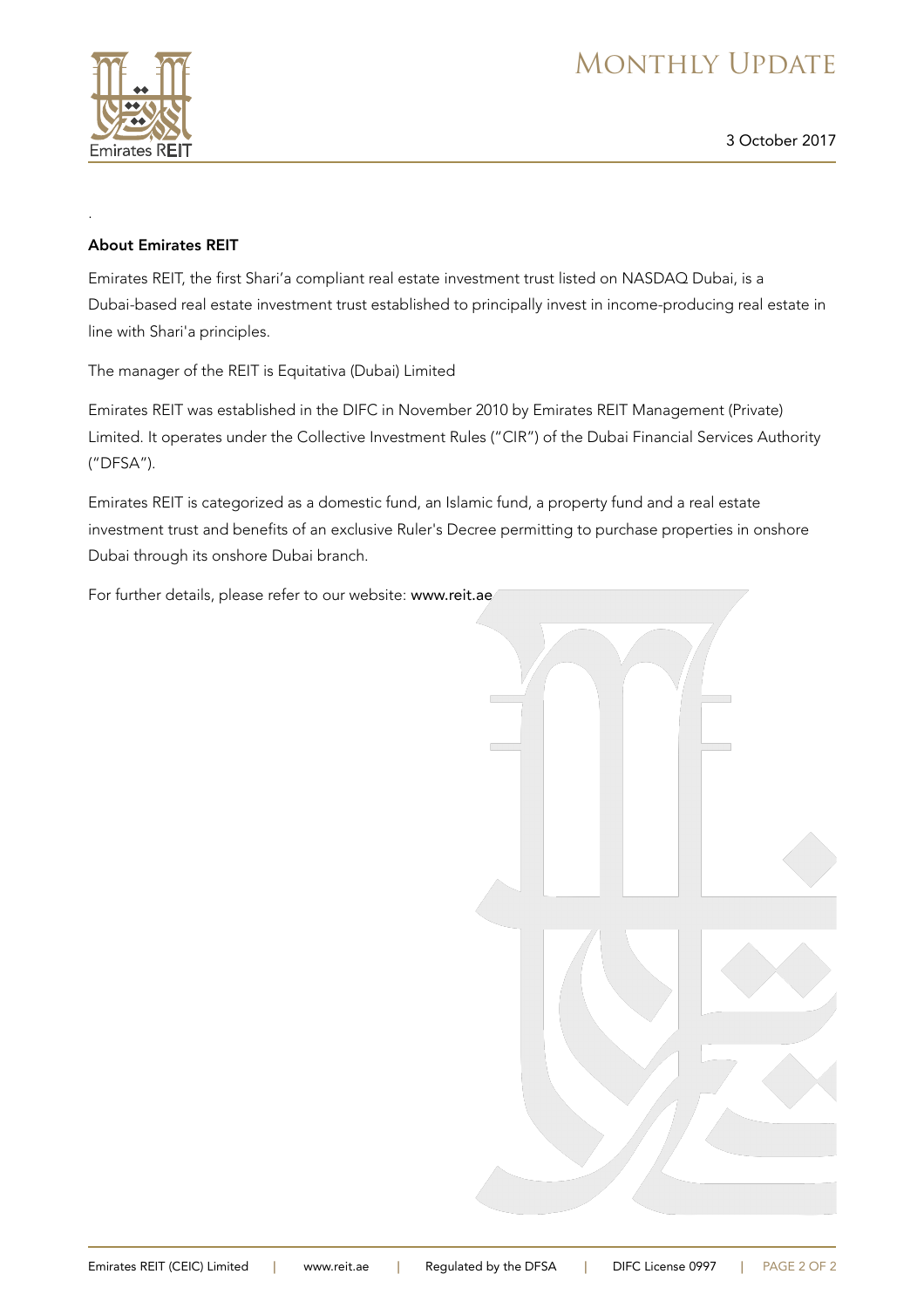.

**About Emirates REIT**

Emirates REIT, the first Shari'a compliant real estate investment trust listed on NASDAQ Dubai, is a Dubai-based real estate investment trust established to principally invest in income-producing real estate in line with Shari'a principles.

The manager of the REIT is Equitativa (Dubai) Limited

Emirates REIT was established in the DIFC in November 2010 by Emirates REIT Management (Private) Limited. It operates under the Collective Investment Rules ("CIR") of the Dubai Financial Services Authority ("DFSA").

Emirates REIT is categorized as a domestic fund, an Islamic fund, a property fund and a real estate investment trust and benefits of an exclusive Ruler's Decree permitting to purchase properties in onshore Dubai through its onshore Dubai branch.

For further details, please refer to our website: www.reit.ae